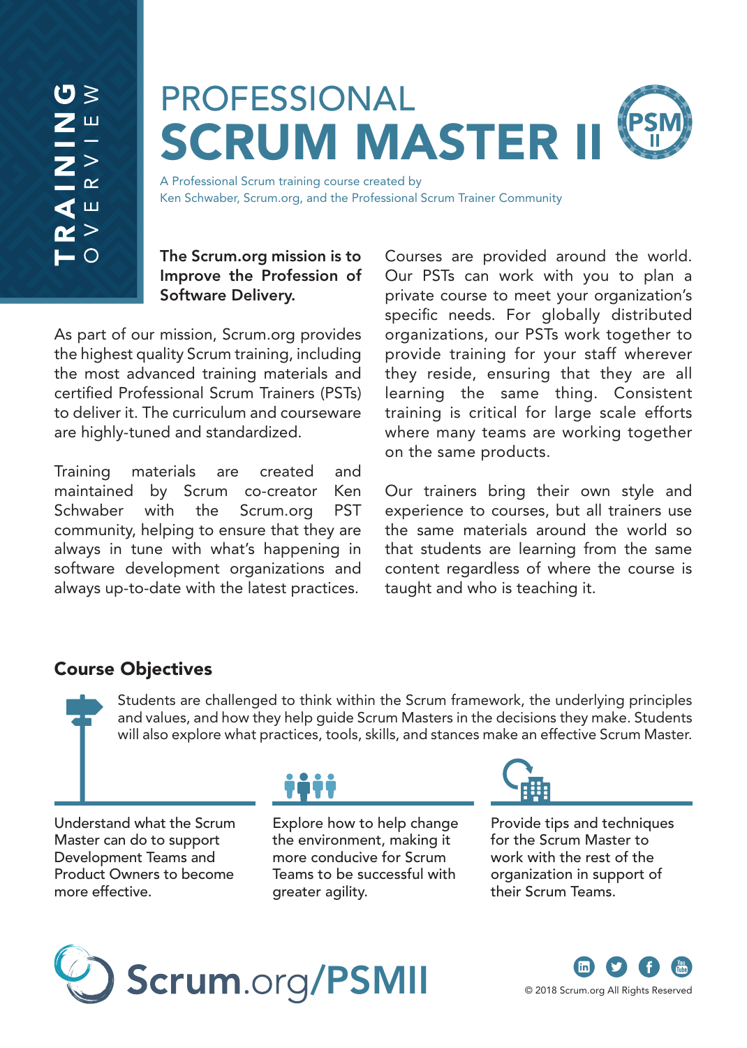TRAINING OVERVIEW

# PROFESSIONAL SCRUM MASTER II

A Professional Scrum training course created by
Ken Schwaber, Scrum.org, and the Professional Scrum Trainer Community

**The Scrum.org mission is to Improve the Profession of Software Delivery.**

As part of our mission, Scrum.org provides the highest quality Scrum training, including the most advanced training materials and certified Professional Scrum Trainers (PSTs) to deliver it. The curriculum and courseware are highly-tuned and standardized.

Training materials are created and maintained by Scrum co-creator Ken Schwaber with the Scrum.org PST community, helping to ensure that they are always in tune with what's happening in software development organizations and always up-to-date with the latest practices.

Courses are provided around the world. Our PSTs can work with you to plan a private course to meet your organization's specific needs. For globally distributed organizations, our PSTs work together to provide training for your staff wherever they reside, ensuring that they are all learning the same thing. Consistent training is critical for large scale efforts where many teams are working together on the same products.

Our trainers bring their own style and experience to courses, but all trainers use the same materials around the world so that students are learning from the same content regardless of where the course is taught and who is teaching it.

## Course Objectives

Students are challenged to think within the Scrum framework, the underlying principles and values, and how they help guide Scrum Masters in the decisions they make. Students will also explore what practices, tools, skills, and stances make an effective Scrum Master.

- Understand what the Scrum Master can do to support Development Teams and Product Owners to become more effective.
- Explore how to help change the environment, making it more conducive for Scrum Teams to be successful with greater agility.
- Provide tips and techniques for the Scrum Master to work with the rest of the organization in support of their Scrum Teams.

Scrum.org/PSMII

© 2018 Scrum.org All Rights Reserved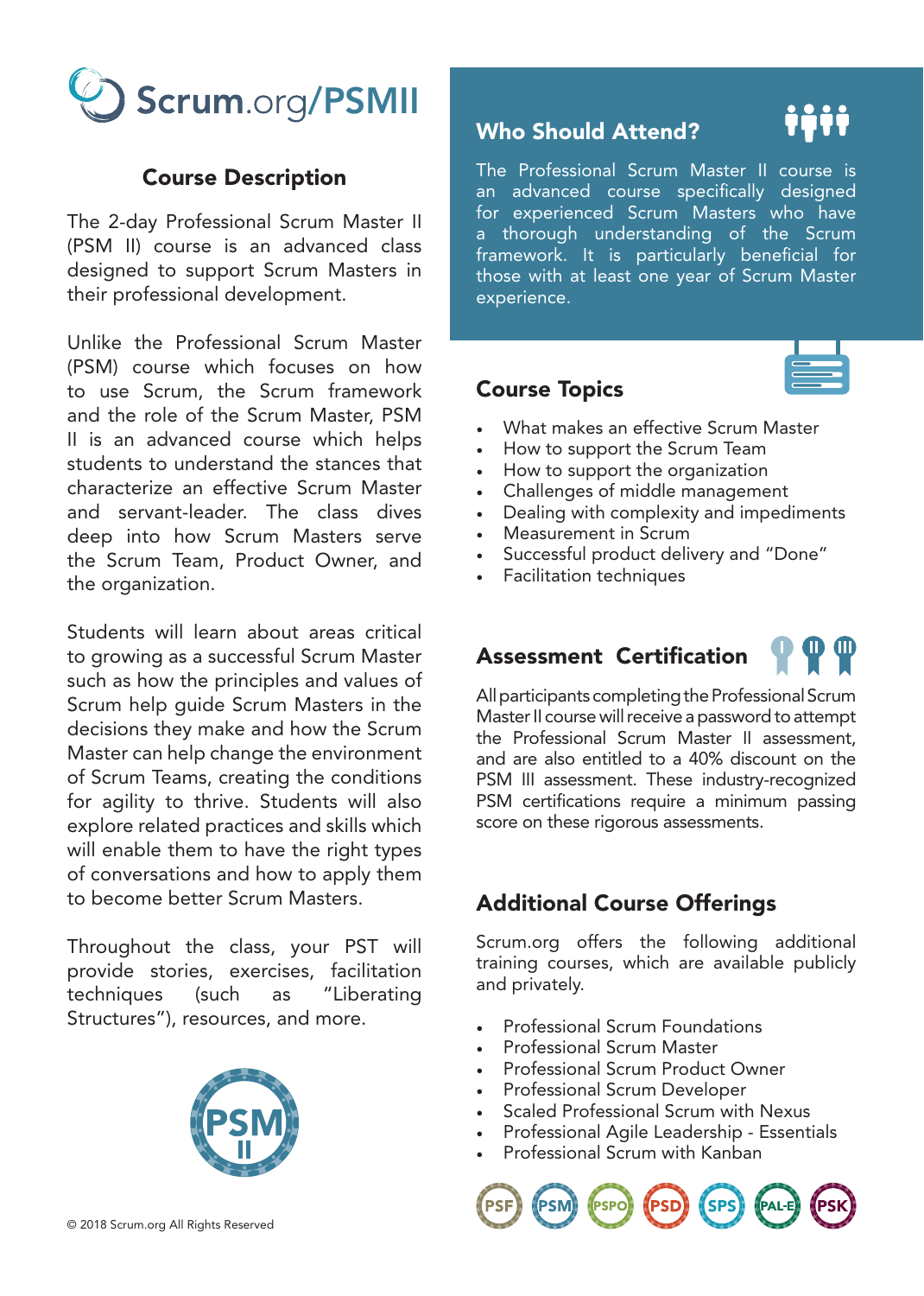Scrum.org/PSMII

## Course Description

The 2-day Professional Scrum Master II (PSM II) course is an advanced class designed to support Scrum Masters in their professional development.

Unlike the Professional Scrum Master (PSM) course which focuses on how to use Scrum, the Scrum framework and the role of the Scrum Master, PSM II is an advanced course which helps students to understand the stances that characterize an effective Scrum Master and servant-leader. The class dives deep into how Scrum Masters serve the Scrum Team, Product Owner, and the organization.

Students will learn about areas critical to growing as a successful Scrum Master such as how the principles and values of Scrum help guide Scrum Masters in the decisions they make and how the Scrum Master can help change the environment of Scrum Teams, creating the conditions for agility to thrive. Students will also explore related practices and skills which will enable them to have the right types of conversations and how to apply them to become better Scrum Masters.

Throughout the class, your PST will provide stories, exercises, facilitation techniques (such as "Liberating Structures"), resources, and more.

## Who Should Attend?

The Professional Scrum Master II course is an advanced course specifically designed for experienced Scrum Masters who have a thorough understanding of the Scrum framework. It is particularly beneficial for those with at least one year of Scrum Master experience.

## Course Topics

- What makes an effective Scrum Master
- How to support the Scrum Team
- How to support the organization
- Challenges of middle management
- Dealing with complexity and impediments
- Measurement in Scrum
- Successful product delivery and "Done"
- Facilitation techniques

## Assessment Certification

All participants completing the Professional Scrum Master II course will receive a password to attempt the Professional Scrum Master II assessment, and are also entitled to a 40% discount on the PSM III assessment. These industry-recognized PSM certifications require a minimum passing score on these rigorous assessments.

## Additional Course Offerings

Scrum.org offers the following additional training courses, which are available publicly and privately.

- Professional Scrum Foundations
- Professional Scrum Master
- Professional Scrum Product Owner
- Professional Scrum Developer
- Scaled Professional Scrum with Nexus
- Professional Agile Leadership - Essentials
- Professional Scrum with Kanban

© 2018 Scrum.org All Rights Reserved